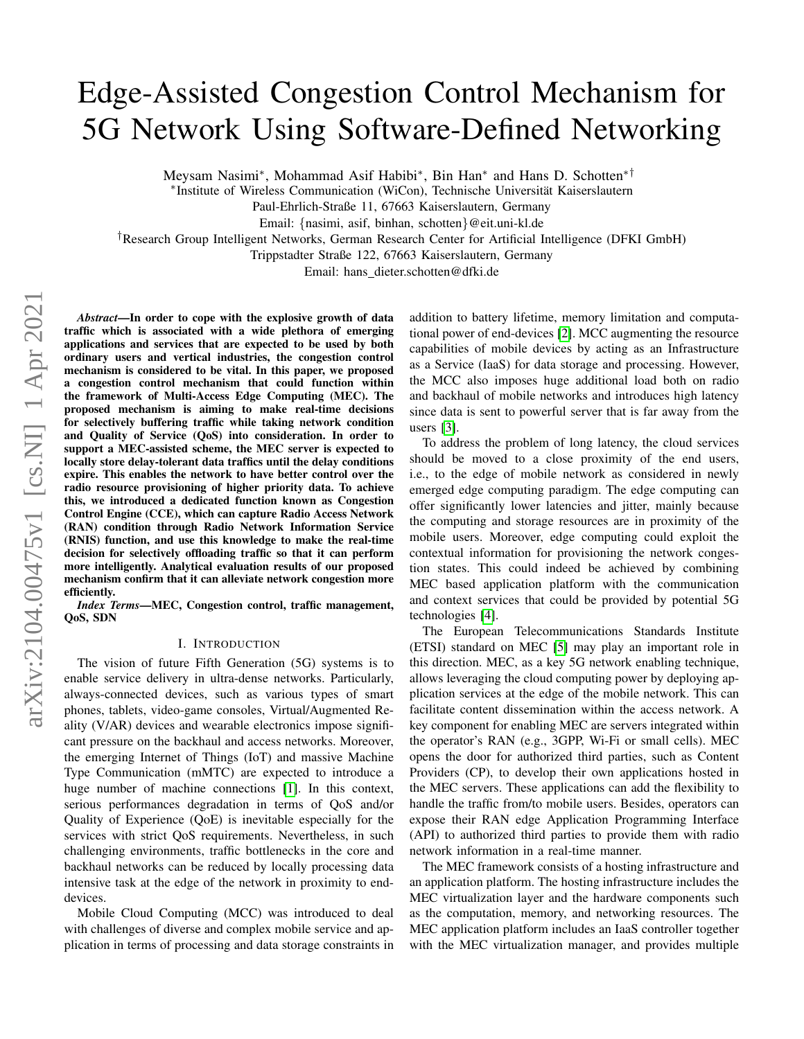# Edge-Assisted Congestion Control Mechanism for 5G Network Using Software-Defined Networking

Meysam Nasimi*, Mohammad Asif Habibi*, Bin Han* and Hans D. Schotten*†

*Institute of Wireless Communication (WiCon), Technische Universität Kaiserslautern
Paul-Ehrlich-Straße 11, 67663 Kaiserslautern, Germany
Email: {nasimi, asif, binhan, schotten}@eit.uni-kl.de

†Research Group Intelligent Networks, German Research Center for Artificial Intelligence (DFKI GmbH)
Trippstadter Straße 122, 67663 Kaiserslautern, Germany
Email: hans_dieter.schotten@dfki.de

***Abstract*—In order to cope with the explosive growth of data traffic which is associated with a wide plethora of emerging applications and services that are expected to be used by both ordinary users and vertical industries, the congestion control mechanism is considered to be vital. In this paper, we proposed a congestion control mechanism that could function within the framework of Multi-Access Edge Computing (MEC). The proposed mechanism is aiming to make real-time decisions for selectively buffering traffic while taking network condition and Quality of Service (QoS) into consideration. In order to support a MEC-assisted scheme, the MEC server is expected to locally store delay-tolerant data traffics until the delay conditions expire. This enables the network to have better control over the radio resource provisioning of higher priority data. To achieve this, we introduced a dedicated function known as Congestion Control Engine (CCE), which can capture Radio Access Network (RAN) condition through Radio Network Information Service (RNIS) function, and use this knowledge to make the real-time decision for selectively offloading traffic so that it can perform more intelligently. Analytical evaluation results of our proposed mechanism confirm that it can alleviate network congestion more efficiently.**

***Index Terms*—MEC, Congestion control, traffic management, QoS, SDN**

## I. Introduction

The vision of future Fifth Generation (5G) systems is to enable service delivery in ultra-dense networks. Particularly, always-connected devices, such as various types of smart phones, tablets, video-game consoles, Virtual/Augmented Reality (V/AR) devices and wearable electronics impose significant pressure on the backhaul and access networks. Moreover, the emerging Internet of Things (IoT) and massive Machine Type Communication (mMTC) are expected to introduce a huge number of machine connections [1]. In this context, serious performances degradation in terms of QoS and/or Quality of Experience (QoE) is inevitable especially for the services with strict QoS requirements. Nevertheless, in such challenging environments, traffic bottlenecks in the core and backhaul networks can be reduced by locally processing data intensive task at the edge of the network in proximity to end-devices.

Mobile Cloud Computing (MCC) was introduced to deal with challenges of diverse and complex mobile service and application in terms of processing and data storage constraints in addition to battery lifetime, memory limitation and computational power of end-devices [2]. MCC augmenting the resource capabilities of mobile devices by acting as an Infrastructure as a Service (IaaS) for data storage and processing. However, the MCC also imposes huge additional load both on radio and backhaul of mobile networks and introduces high latency since data is sent to powerful server that is far away from the users [3].

To address the problem of long latency, the cloud services should be moved to a close proximity of the end users, i.e., to the edge of mobile network as considered in newly emerged edge computing paradigm. The edge computing can offer significantly lower latencies and jitter, mainly because the computing and storage resources are in proximity of the mobile users. Moreover, edge computing could exploit the contextual information for provisioning the network congestion states. This could indeed be achieved by combining MEC based application platform with the communication and context services that could be provided by potential 5G technologies [4].

The European Telecommunications Standards Institute (ETSI) standard on MEC [5] may play an important role in this direction. MEC, as a key 5G network enabling technique, allows leveraging the cloud computing power by deploying application services at the edge of the mobile network. This can facilitate content dissemination within the access network. A key component for enabling MEC are servers integrated within the operator's RAN (e.g., 3GPP, Wi-Fi or small cells). MEC opens the door for authorized third parties, such as Content Providers (CP), to develop their own applications hosted in the MEC servers. These applications can add the flexibility to handle the traffic from/to mobile users. Besides, operators can expose their RAN edge Application Programming Interface (API) to authorized third parties to provide them with radio network information in a real-time manner.

The MEC framework consists of a hosting infrastructure and an application platform. The hosting infrastructure includes the MEC virtualization layer and the hardware components such as the computation, memory, and networking resources. The MEC application platform includes an IaaS controller together with the MEC virtualization manager, and provides multiple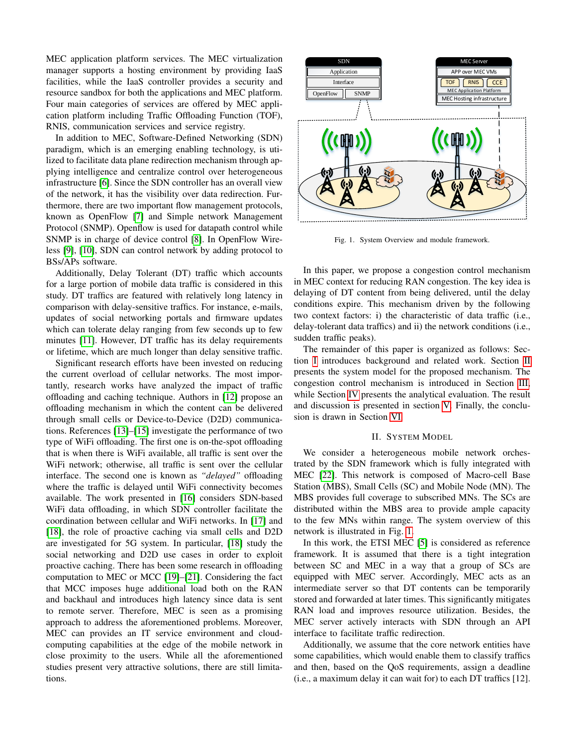MEC application platform services. The MEC virtualization manager supports a hosting environment by providing IaaS facilities, while the IaaS controller provides a security and resource sandbox for both the applications and MEC platform. Four main categories of services are offered by MEC application platform including Traffic Offloading Function (TOF), RNIS, communication services and service registry.

In addition to MEC, Software-Defined Networking (SDN) paradigm, which is an emerging enabling technology, is utilized to facilitate data plane redirection mechanism through applying intelligence and centralize control over heterogeneous infrastructure [6]. Since the SDN controller has an overall view of the network, it has the visibility over data redirection. Furthermore, there are two important flow management protocols, known as OpenFlow [7] and Simple network Management Protocol (SNMP). Openflow is used for datapath control while SNMP is in charge of device control [8]. In OpenFlow Wireless [9], [10], SDN can control network by adding protocol to BSs/APs software.

Additionally, Delay Tolerant (DT) traffic which accounts for a large portion of mobile data traffic is considered in this study. DT traffics are featured with relatively long latency in comparison with delay-sensitive traffics. For instance, e-mails, updates of social networking portals and firmware updates which can tolerate delay ranging from few seconds up to few minutes [11]. However, DT traffic has its delay requirements or lifetime, which are much longer than delay sensitive traffic.

Significant research efforts have been invested on reducing the current overload of cellular networks. The most importantly, research works have analyzed the impact of traffic offloading and caching technique. Authors in [12] propose an offloading mechanism in which the content can be delivered through small cells or Device-to-Device (D2D) communications. References [13]–[15] investigate the performance of two type of WiFi offloading. The first one is on-the-spot offloading that is when there is WiFi available, all traffic is sent over the WiFi network; otherwise, all traffic is sent over the cellular interface. The second one is known as *"delayed"* offloading where the traffic is delayed until WiFi connectivity becomes available. The work presented in [16] considers SDN-based WiFi data offloading, in which SDN controller facilitate the coordination between cellular and WiFi networks. In [17] and [18], the role of proactive caching via small cells and D2D are investigated for 5G system. In particular, [18] study the social networking and D2D use cases in order to exploit proactive caching. There has been some research in offloading computation to MEC or MCC [19]–[21]. Considering the fact that MCC imposes huge additional load both on the RAN and backhaul and introduces high latency since data is sent to remote server. Therefore, MEC is seen as a promising approach to address the aforementioned problems. Moreover, MEC can provides an IT service environment and cloud-computing capabilities at the edge of the mobile network in close proximity to the users. While all the aforementioned studies present very attractive solutions, there are still limitations.

Fig. 1. System Overview and module framework.

In this paper, we propose a congestion control mechanism in MEC context for reducing RAN congestion. The key idea is delaying of DT content from being delivered, until the delay conditions expire. This mechanism driven by the following two context factors: i) the characteristic of data traffic (i.e., delay-tolerant data traffics) and ii) the network conditions (i.e., sudden traffic peaks).

The remainder of this paper is organized as follows: Section I introduces background and related work. Section II presents the system model for the proposed mechanism. The congestion control mechanism is introduced in Section III, while Section IV presents the analytical evaluation. The result and discussion is presented in section V. Finally, the conclusion is drawn in Section VI.

## II. System Model

We consider a heterogeneous mobile network orchestrated by the SDN framework which is fully integrated with MEC [22]. This network is composed of Macro-cell Base Station (MBS), Small Cells (SC) and Mobile Node (MN). The MBS provides full coverage to subscribed MNs. The SCs are distributed within the MBS area to provide ample capacity to the few MNs within range. The system overview of this network is illustrated in Fig. 1.

In this work, the ETSI MEC [5] is considered as reference framework. It is assumed that there is a tight integration between SC and MEC in a way that a group of SCs are equipped with MEC server. Accordingly, MEC acts as an intermediate server so that DT contents can be temporarily stored and forwarded at later times. This significantly mitigates RAN load and improves resource utilization. Besides, the MEC server actively interacts with SDN through an API interface to facilitate traffic redirection.

Additionally, we assume that the core network entities have some capabilities, which would enable them to classify traffics and then, based on the QoS requirements, assign a deadline (i.e., a maximum delay it can wait for) to each DT traffics [12].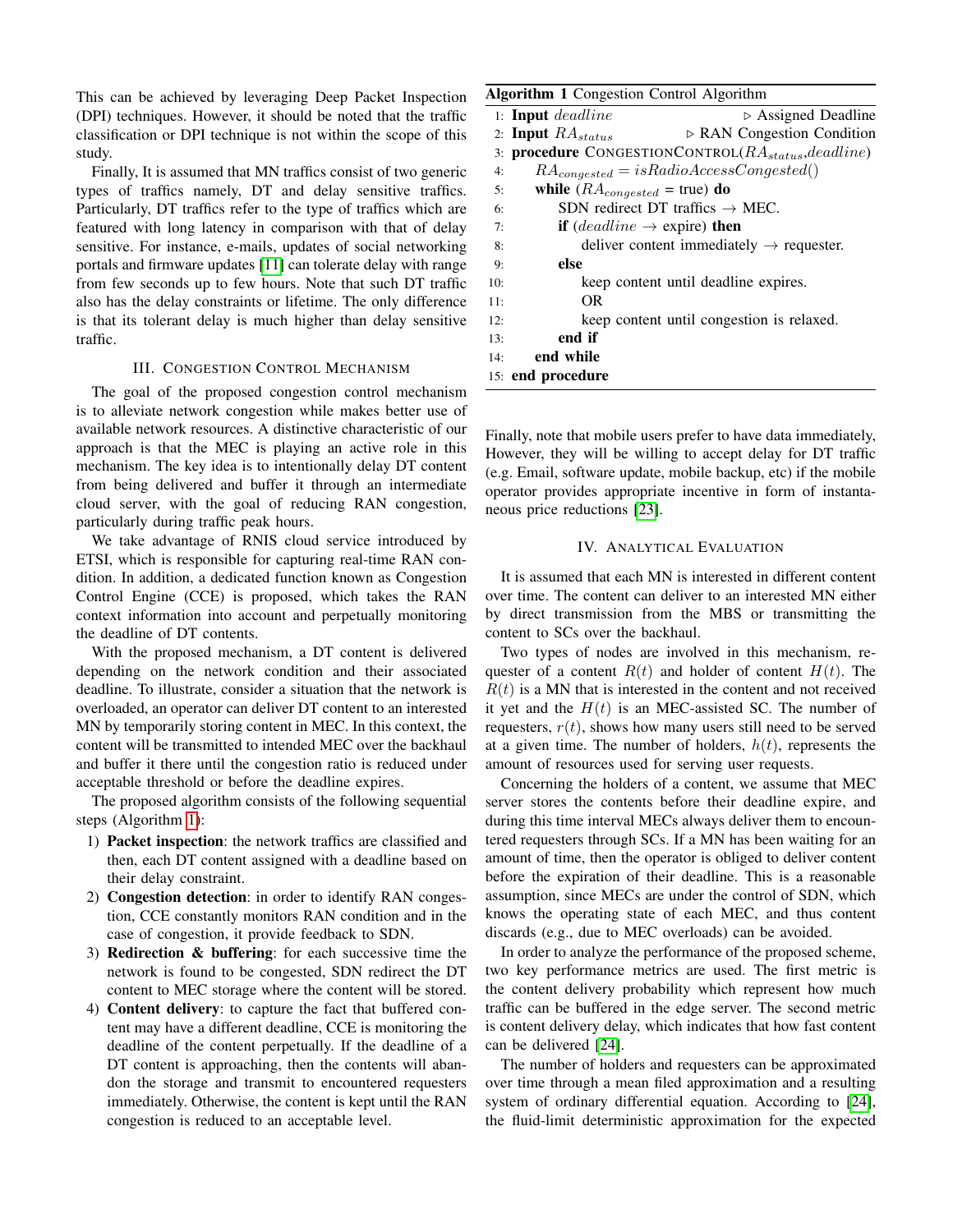This can be achieved by leveraging Deep Packet Inspection (DPI) techniques. However, it should be noted that the traffic classification or DPI technique is not within the scope of this study.

Finally, It is assumed that MN traffics consist of two generic types of traffics namely, DT and delay sensitive traffics. Particularly, DT traffics refer to the type of traffics which are featured with long latency in comparison with that of delay sensitive. For instance, e-mails, updates of social networking portals and firmware updates [11] can tolerate delay with range from few seconds up to few hours. Note that such DT traffic also has the delay constraints or lifetime. The only difference is that its tolerant delay is much higher than delay sensitive traffic.

## III. Congestion Control Mechanism

The goal of the proposed congestion control mechanism is to alleviate network congestion while makes better use of available network resources. A distinctive characteristic of our approach is that the MEC is playing an active role in this mechanism. The key idea is to intentionally delay DT content from being delivered and buffer it through an intermediate cloud server, with the goal of reducing RAN congestion, particularly during traffic peak hours.

We take advantage of RNIS cloud service introduced by ETSI, which is responsible for capturing real-time RAN condition. In addition, a dedicated function known as Congestion Control Engine (CCE) is proposed, which takes the RAN context information into account and perpetually monitoring the deadline of DT contents.

With the proposed mechanism, a DT content is delivered depending on the network condition and their associated deadline. To illustrate, consider a situation that the network is overloaded, an operator can deliver DT content to an interested MN by temporarily storing content in MEC. In this context, the content will be transmitted to intended MEC over the backhaul and buffer it there until the congestion ratio is reduced under acceptable threshold or before the deadline expires.

The proposed algorithm consists of the following sequential steps (Algorithm 1):

1) **Packet inspection**: the network traffics are classified and then, each DT content assigned with a deadline based on their delay constraint.
2) **Congestion detection**: in order to identify RAN congestion, CCE constantly monitors RAN condition and in the case of congestion, it provide feedback to SDN.
3) **Redirection & buffering**: for each successive time the network is found to be congested, SDN redirect the DT content to MEC storage where the content will be stored.
4) **Content delivery**: to capture the fact that buffered content may have a different deadline, CCE is monitoring the deadline of the content perpetually. If the deadline of a DT content is approaching, then the contents will abandon the storage and transmit to encountered requesters immediately. Otherwise, the content is kept until the RAN congestion is reduced to an acceptable level.

**Algorithm 1** Congestion Control Algorithm

```
1:  Input deadline                                  ▷ Assigned Deadline
2:  Input RA_status                                 ▷ RAN Congestion Condition
3:  procedure CongestionControl(RA_status, deadline)
4:      RA_congested = isRadioAccessCongested()
5:      while (RA_congested = true) do
6:          SDN redirect DT traffics → MEC.
7:          if (deadline → expire) then
8:              deliver content immediately → requester.
9:          else
10:             keep content until deadline expires.
11:             OR
12:             keep content until congestion is relaxed.
13:         end if
14:     end while
15: end procedure
```

Finally, note that mobile users prefer to have data immediately, However, they will be willing to accept delay for DT traffic (e.g. Email, software update, mobile backup, etc) if the mobile operator provides appropriate incentive in form of instantaneous price reductions [23].

## IV. Analytical Evaluation

It is assumed that each MN is interested in different content over time. The content can deliver to an interested MN either by direct transmission from the MBS or transmitting the content to SCs over the backhaul.

Two types of nodes are involved in this mechanism, requester of a content $R(t)$ and holder of content $H(t)$. The $R(t)$ is a MN that is interested in the content and not received it yet and the $H(t)$ is an MEC-assisted SC. The number of requesters, $r(t)$, shows how many users still need to be served at a given time. The number of holders, $h(t)$, represents the amount of resources used for serving user requests.

Concerning the holders of a content, we assume that MEC server stores the contents before their deadline expire, and during this time interval MECs always deliver them to encountered requesters through SCs. If a MN has been waiting for an amount of time, then the operator is obliged to deliver content before the expiration of their deadline. This is a reasonable assumption, since MECs are under the control of SDN, which knows the operating state of each MEC, and thus content discards (e.g., due to MEC overloads) can be avoided.

In order to analyze the performance of the proposed scheme, two key performance metrics are used. The first metric is the content delivery probability which represent how much traffic can be buffered in the edge server. The second metric is content delivery delay, which indicates that how fast content can be delivered [24].

The number of holders and requesters can be approximated over time through a mean filed approximation and a resulting system of ordinary differential equation. According to [24], the fluid-limit deterministic approximation for the expected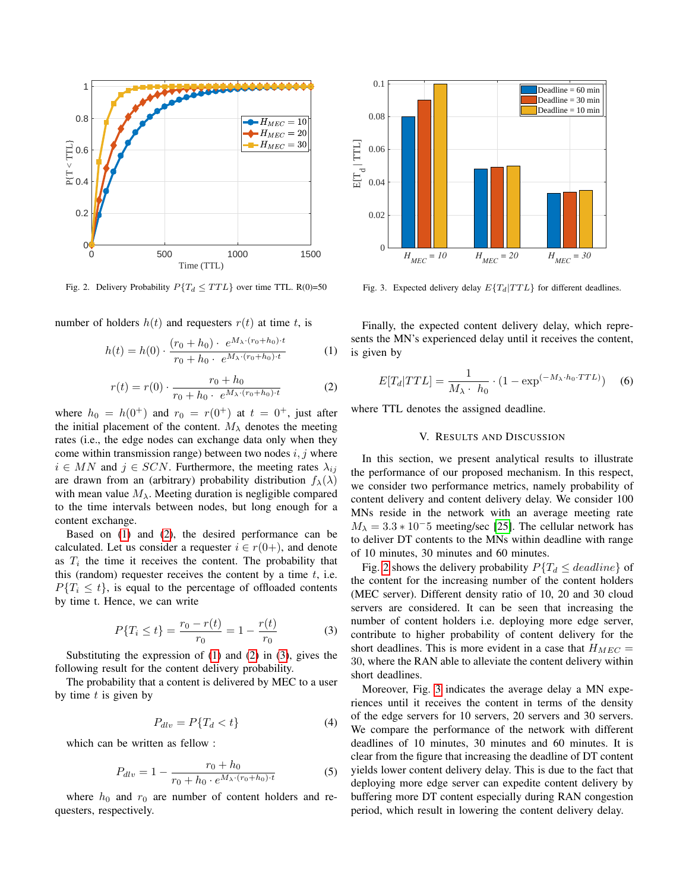Fig. 2. Delivery Probability $P\{T_d \leq TTL\}$ over time TTL. R(0)=50

Fig. 3. Expected delivery delay $E\{T_d|TTL\}$ for different deadlines.

number of holders $h(t)$ and requesters $r(t)$ at time $t$, is

$$h(t) = h(0) \cdot \frac{(r_0 + h_0) \cdot \ e^{M_\lambda \cdot (r_0+h_0)\cdot t}}{r_0 + h_0 \cdot \ e^{M_\lambda \cdot (r_0+h_0)\cdot t}} \tag{1}$$

$$r(t) = r(0) \cdot \frac{r_0 + h_0}{r_0 + h_0 \cdot \ e^{M_\lambda \cdot (r_0+h_0)\cdot t}} \tag{2}$$

where $h_0 = h(0^+)$ and $r_0 = r(0^+)$ at $t = 0^+$, just after the initial placement of the content. $M_\lambda$ denotes the meeting rates (i.e., the edge nodes can exchange data only when they come within transmission range) between two nodes $i, j$ where $i \in MN$ and $j \in SCN$. Furthermore, the meeting rates $\lambda_{ij}$ are drawn from an (arbitrary) probability distribution $f_\lambda(\lambda)$ with mean value $M_\lambda$. Meeting duration is negligible compared to the time intervals between nodes, but long enough for a content exchange.

Based on (1) and (2), the desired performance can be calculated. Let us consider a requester $i \in r(0+)$, and denote as $T_i$ the time it receives the content. The probability that this (random) requester receives the content by a time $t$, i.e. $P\{T_i \leq t\}$, is equal to the percentage of offloaded contents by time t. Hence, we can write

$$P\{T_i \leq t\} = \frac{r_0 - r(t)}{r_0} = 1 - \frac{r(t)}{r_0} \tag{3}$$

Substituting the expression of (1) and (2) in (3), gives the following result for the content delivery probability.

The probability that a content is delivered by MEC to a user by time $t$ is given by

$$P_{dlv} = P\{T_d < t\} \tag{4}$$

which can be written as fellow :

$$P_{dlv} = 1 - \frac{r_0 + h_0}{r_0 + h_0 \cdot e^{M_\lambda \cdot (r_0+h_0)\cdot t}} \tag{5}$$

where $h_0$ and $r_0$ are number of content holders and requesters, respectively.

Finally, the expected content delivery delay, which represents the MN's experienced delay until it receives the content, is given by

$$E[T_d|TTL] = \frac{1}{M_\lambda \cdot \ h_0} \cdot (1 - \exp^{(-M_\lambda \cdot h_0 \cdot TTL)}) \tag{6}$$

where TTL denotes the assigned deadline.

## V. Results and Discussion

In this section, we present analytical results to illustrate the performance of our proposed mechanism. In this respect, we consider two performance metrics, namely probability of content delivery and content delivery delay. We consider 100 MNs reside in the network with an average meeting rate $M_\lambda = 3.3 * 10^-5$ meeting/sec [25]. The cellular network has to deliver DT contents to the MNs within deadline with range of 10 minutes, 30 minutes and 60 minutes.

Fig. 2 shows the delivery probability $P\{T_d \leq deadline\}$ of the content for the increasing number of the content holders (MEC server). Different density ratio of 10, 20 and 30 cloud servers are considered. It can be seen that increasing the number of content holders i.e. deploying more edge server, contribute to higher probability of content delivery for the short deadlines. This is more evident in a case that $H_{MEC} = 30$, where the RAN able to alleviate the content delivery within short deadlines.

Moreover, Fig. 3 indicates the average delay a MN experiences until it receives the content in terms of the density of the edge servers for 10 servers, 20 servers and 30 servers. We compare the performance of the network with different deadlines of 10 minutes, 30 minutes and 60 minutes. It is clear from the figure that increasing the deadline of DT content yields lower content delivery delay. This is due to the fact that deploying more edge server can expedite content delivery by buffering more DT content especially during RAN congestion period, which result in lowering the content delivery delay.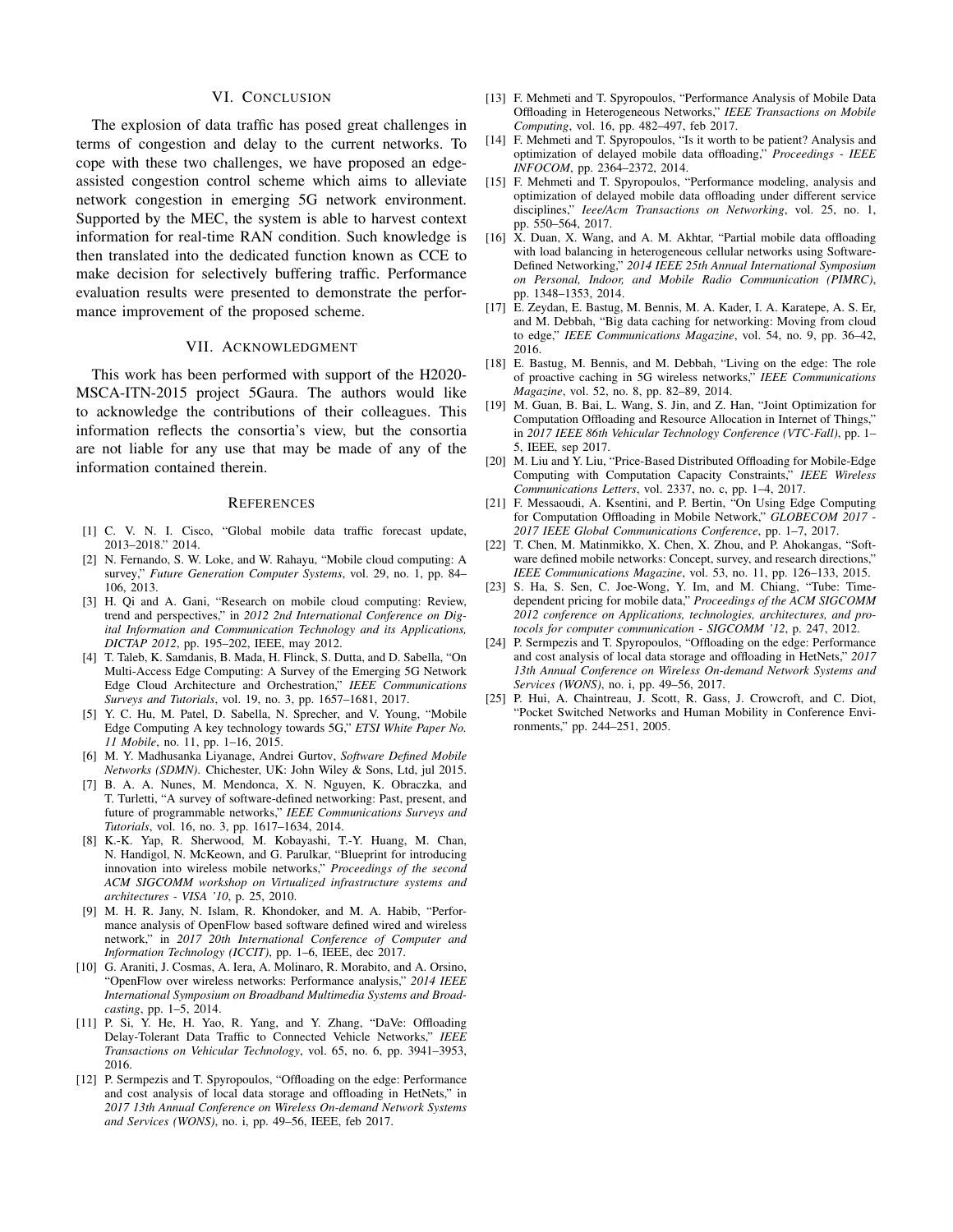## VI. Conclusion

The explosion of data traffic has posed great challenges in terms of congestion and delay to the current networks. To cope with these two challenges, we have proposed an edge-assisted congestion control scheme which aims to alleviate network congestion in emerging 5G network environment. Supported by the MEC, the system is able to harvest context information for real-time RAN condition. Such knowledge is then translated into the dedicated function known as CCE to make decision for selectively buffering traffic. Performance evaluation results were presented to demonstrate the performance improvement of the proposed scheme.

## VII. Acknowledgment

This work has been performed with support of the H2020-MSCA-ITN-2015 project 5Gaura. The authors would like to acknowledge the contributions of their colleagues. This information reflects the consortia's view, but the consortia are not liable for any use that may be made of any of the information contained therein.

## References

[1] C. V. N. I. Cisco, "Global mobile data traffic forecast update, 2013–2018." 2014.

[2] N. Fernando, S. W. Loke, and W. Rahayu, "Mobile cloud computing: A survey," *Future Generation Computer Systems*, vol. 29, no. 1, pp. 84–106, 2013.

[3] H. Qi and A. Gani, "Research on mobile cloud computing: Review, trend and perspectives," in *2012 2nd International Conference on Digital Information and Communication Technology and its Applications, DICTAP 2012*, pp. 195–202, IEEE, may 2012.

[4] T. Taleb, K. Samdanis, B. Mada, H. Flinck, S. Dutta, and D. Sabella, "On Multi-Access Edge Computing: A Survey of the Emerging 5G Network Edge Cloud Architecture and Orchestration," *IEEE Communications Surveys and Tutorials*, vol. 19, no. 3, pp. 1657–1681, 2017.

[5] Y. C. Hu, M. Patel, D. Sabella, N. Sprecher, and V. Young, "Mobile Edge Computing A key technology towards 5G," *ETSI White Paper No. 11 Mobile*, no. 11, pp. 1–16, 2015.

[6] M. Y. Madhusanka Liyanage, Andrei Gurtov, *Software Defined Mobile Networks (SDMN)*. Chichester, UK: John Wiley & Sons, Ltd, jul 2015.

[7] B. A. A. Nunes, M. Mendonca, X. N. Nguyen, K. Obraczka, and T. Turletti, "A survey of software-defined networking: Past, present, and future of programmable networks," *IEEE Communications Surveys and Tutorials*, vol. 16, no. 3, pp. 1617–1634, 2014.

[8] K.-K. Yap, R. Sherwood, M. Kobayashi, T.-Y. Huang, M. Chan, N. Handigol, N. McKeown, and G. Parulkar, "Blueprint for introducing innovation into wireless mobile networks," *Proceedings of the second ACM SIGCOMM workshop on Virtualized infrastructure systems and architectures - VISA '10*, p. 25, 2010.

[9] M. H. R. Jany, N. Islam, R. Khondoker, and M. A. Habib, "Performance analysis of OpenFlow based software defined wired and wireless network," in *2017 20th International Conference of Computer and Information Technology (ICCIT)*, pp. 1–6, IEEE, dec 2017.

[10] G. Araniti, J. Cosmas, A. Iera, A. Molinaro, R. Morabito, and A. Orsino, "OpenFlow over wireless networks: Performance analysis," *2014 IEEE International Symposium on Broadband Multimedia Systems and Broadcasting*, pp. 1–5, 2014.

[11] P. Si, Y. He, H. Yao, R. Yang, and Y. Zhang, "DaVe: Offloading Delay-Tolerant Data Traffic to Connected Vehicle Networks," *IEEE Transactions on Vehicular Technology*, vol. 65, no. 6, pp. 3941–3953, 2016.

[12] P. Sermpezis and T. Spyropoulos, "Offloading on the edge: Performance and cost analysis of local data storage and offloading in HetNets," in *2017 13th Annual Conference on Wireless On-demand Network Systems and Services (WONS)*, no. i, pp. 49–56, IEEE, feb 2017.

[13] F. Mehmeti and T. Spyropoulos, "Performance Analysis of Mobile Data Offloading in Heterogeneous Networks," *IEEE Transactions on Mobile Computing*, vol. 16, pp. 482–497, feb 2017.

[14] F. Mehmeti and T. Spyropoulos, "Is it worth to be patient? Analysis and optimization of delayed mobile data offloading," *Proceedings - IEEE INFOCOM*, pp. 2364–2372, 2014.

[15] F. Mehmeti and T. Spyropoulos, "Performance modeling, analysis and optimization of delayed mobile data offloading under different service disciplines," *Ieee/Acm Transactions on Networking*, vol. 25, no. 1, pp. 550–564, 2017.

[16] X. Duan, X. Wang, and A. M. Akhtar, "Partial mobile data offloading with load balancing in heterogeneous cellular networks using Software-Defined Networking," *2014 IEEE 25th Annual International Symposium on Personal, Indoor, and Mobile Radio Communication (PIMRC)*, pp. 1348–1353, 2014.

[17] E. Zeydan, E. Bastug, M. Bennis, M. A. Kader, I. A. Karatepe, A. S. Er, and M. Debbah, "Big data caching for networking: Moving from cloud to edge," *IEEE Communications Magazine*, vol. 54, no. 9, pp. 36–42, 2016.

[18] E. Bastug, M. Bennis, and M. Debbah, "Living on the edge: The role of proactive caching in 5G wireless networks," *IEEE Communications Magazine*, vol. 52, no. 8, pp. 82–89, 2014.

[19] M. Guan, B. Bai, L. Wang, S. Jin, and Z. Han, "Joint Optimization for Computation Offloading and Resource Allocation in Internet of Things," in *2017 IEEE 86th Vehicular Technology Conference (VTC-Fall)*, pp. 1–5, IEEE, sep 2017.

[20] M. Liu and Y. Liu, "Price-Based Distributed Offloading for Mobile-Edge Computing with Computation Capacity Constraints," *IEEE Wireless Communications Letters*, vol. 2337, no. c, pp. 1–4, 2017.

[21] F. Messaoudi, A. Ksentini, and P. Bertin, "On Using Edge Computing for Computation Offloading in Mobile Network," *GLOBECOM 2017 - 2017 IEEE Global Communications Conference*, pp. 1–7, 2017.

[22] T. Chen, M. Matinmikko, X. Chen, X. Zhou, and P. Ahokangas, "Software defined mobile networks: Concept, survey, and research directions," *IEEE Communications Magazine*, vol. 53, no. 11, pp. 126–133, 2015.

[23] S. Ha, S. Sen, C. Joe-Wong, Y. Im, and M. Chiang, "Tube: Time-dependent pricing for mobile data," *Proceedings of the ACM SIGCOMM 2012 conference on Applications, technologies, architectures, and protocols for computer communication - SIGCOMM '12*, p. 247, 2012.

[24] P. Sermpezis and T. Spyropoulos, "Offloading on the edge: Performance and cost analysis of local data storage and offloading in HetNets," *2017 13th Annual Conference on Wireless On-demand Network Systems and Services (WONS)*, no. i, pp. 49–56, 2017.

[25] P. Hui, A. Chaintreau, J. Scott, R. Gass, J. Crowcroft, and C. Diot, "Pocket Switched Networks and Human Mobility in Conference Environments," pp. 244–251, 2005.